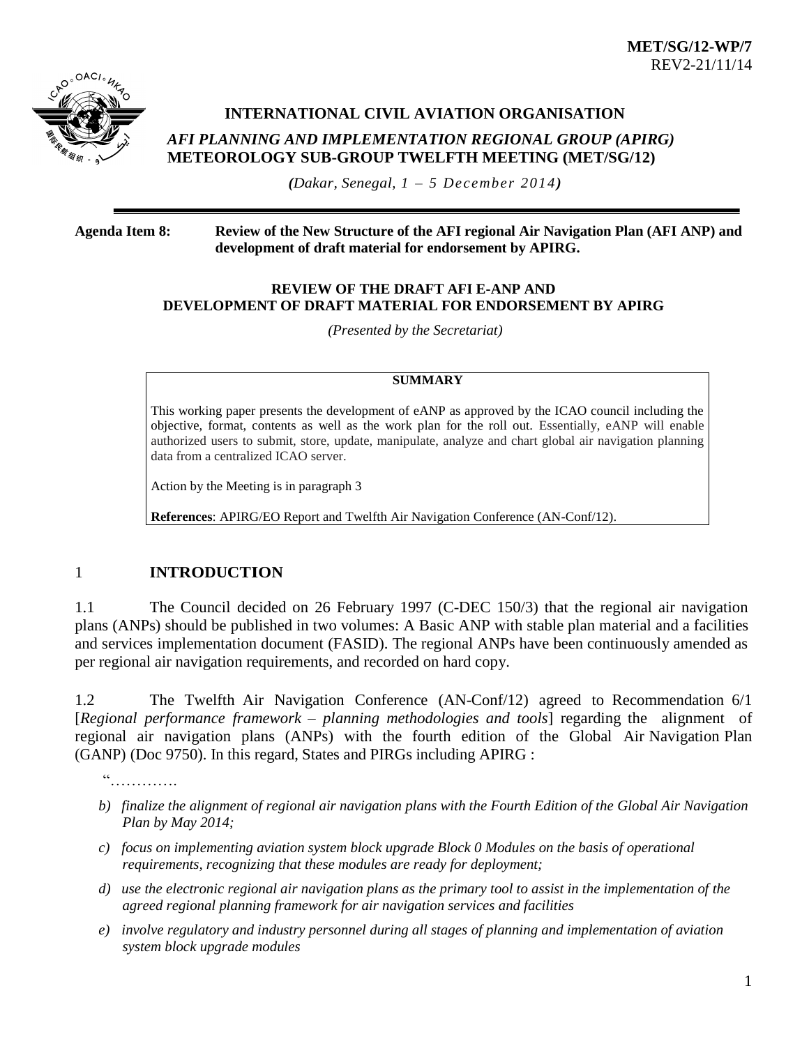**MET/SG/12-WP/7**
REV2-21/11/14

**INTERNATIONAL CIVIL AVIATION ORGANISATION**

***AFI PLANNING AND IMPLEMENTATION REGIONAL GROUP (APIRG)***
**METEOROLOGY SUB-GROUP TWELFTH MEETING (MET/SG/12)**

***(****Dakar, Senegal, 1 – 5 December 2014* ***)***

---

**Agenda Item 8:** **Review of the New Structure of the AFI regional Air Navigation Plan (AFI ANP) and development of draft material for endorsement by APIRG.**

**REVIEW OF THE DRAFT AFI E-ANP AND DEVELOPMENT OF DRAFT MATERIAL FOR ENDORSEMENT BY APIRG**

*(Presented by the Secretariat)*

| **SUMMARY** |
|---|
| This working paper presents the development of eANP as approved by the ICAO council including the objective, format, contents as well as the work plan for the roll out. Essentially, eANP will enable authorized users to submit, store, update, manipulate, analyze and chart global air navigation planning data from a centralized ICAO server.<br><br>Action by the Meeting is in paragraph 3<br><br>**References**: APIRG/EO Report and Twelfth Air Navigation Conference (AN-Conf/12). |

## 1 INTRODUCTION

1.1 The Council decided on 26 February 1997 (C-DEC 150/3) that the regional air navigation plans (ANPs) should be published in two volumes: A Basic ANP with stable plan material and a facilities and services implementation document (FASID). The regional ANPs have been continuously amended as per regional air navigation requirements, and recorded on hard copy.

1.2 The Twelfth Air Navigation Conference (AN-Conf/12) agreed to Recommendation 6/1 [*Regional performance framework – planning methodologies and tools*] regarding the alignment of regional air navigation plans (ANPs) with the fourth edition of the Global Air Navigation Plan (GANP) (Doc 9750). In this regard, States and PIRGs including APIRG :

"………….

*b) finalize the alignment of regional air navigation plans with the Fourth Edition of the Global Air Navigation Plan by May 2014;*

*c) focus on implementing aviation system block upgrade Block 0 Modules on the basis of operational requirements, recognizing that these modules are ready for deployment;*

*d) use the electronic regional air navigation plans as the primary tool to assist in the implementation of the agreed regional planning framework for air navigation services and facilities*

*e) involve regulatory and industry personnel during all stages of planning and implementation of aviation system block upgrade modules*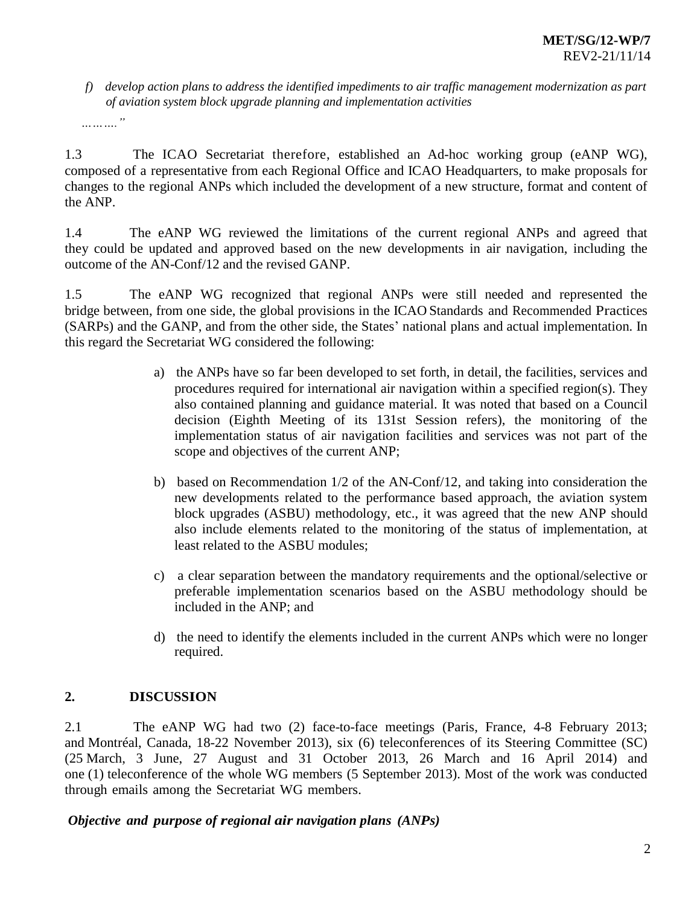*f) develop action plans to address the identified impediments to air traffic management modernization as part of aviation system block upgrade planning and implementation activities*

*……….”*

1.3 The ICAO Secretariat therefore, established an Ad-hoc working group (eANP WG), composed of a representative from each Regional Office and ICAO Headquarters, to make proposals for changes to the regional ANPs which included the development of a new structure, format and content of the ANP.

1.4 The eANP WG reviewed the limitations of the current regional ANPs and agreed that they could be updated and approved based on the new developments in air navigation, including the outcome of the AN-Conf/12 and the revised GANP.

1.5 The eANP WG recognized that regional ANPs were still needed and represented the bridge between, from one side, the global provisions in the ICAO Standards and Recommended Practices (SARPs) and the GANP, and from the other side, the States' national plans and actual implementation. In this regard the Secretariat WG considered the following:

a) the ANPs have so far been developed to set forth, in detail, the facilities, services and procedures required for international air navigation within a specified region(s). They also contained planning and guidance material. It was noted that based on a Council decision (Eighth Meeting of its 131st Session refers), the monitoring of the implementation status of air navigation facilities and services was not part of the scope and objectives of the current ANP;

b) based on Recommendation 1/2 of the AN-Conf/12, and taking into consideration the new developments related to the performance based approach, the aviation system block upgrades (ASBU) methodology, etc., it was agreed that the new ANP should also include elements related to the monitoring of the status of implementation, at least related to the ASBU modules;

c) a clear separation between the mandatory requirements and the optional/selective or preferable implementation scenarios based on the ASBU methodology should be included in the ANP; and

d) the need to identify the elements included in the current ANPs which were no longer required.

## 2. DISCUSSION

2.1 The eANP WG had two (2) face-to-face meetings (Paris, France, 4-8 February 2013; and Montréal, Canada, 18-22 November 2013), six (6) teleconferences of its Steering Committee (SC) (25 March, 3 June, 27 August and 31 October 2013, 26 March and 16 April 2014) and one (1) teleconference of the whole WG members (5 September 2013). Most of the work was conducted through emails among the Secretariat WG members.

***Objective and purpose of regional air navigation plans (ANPs)***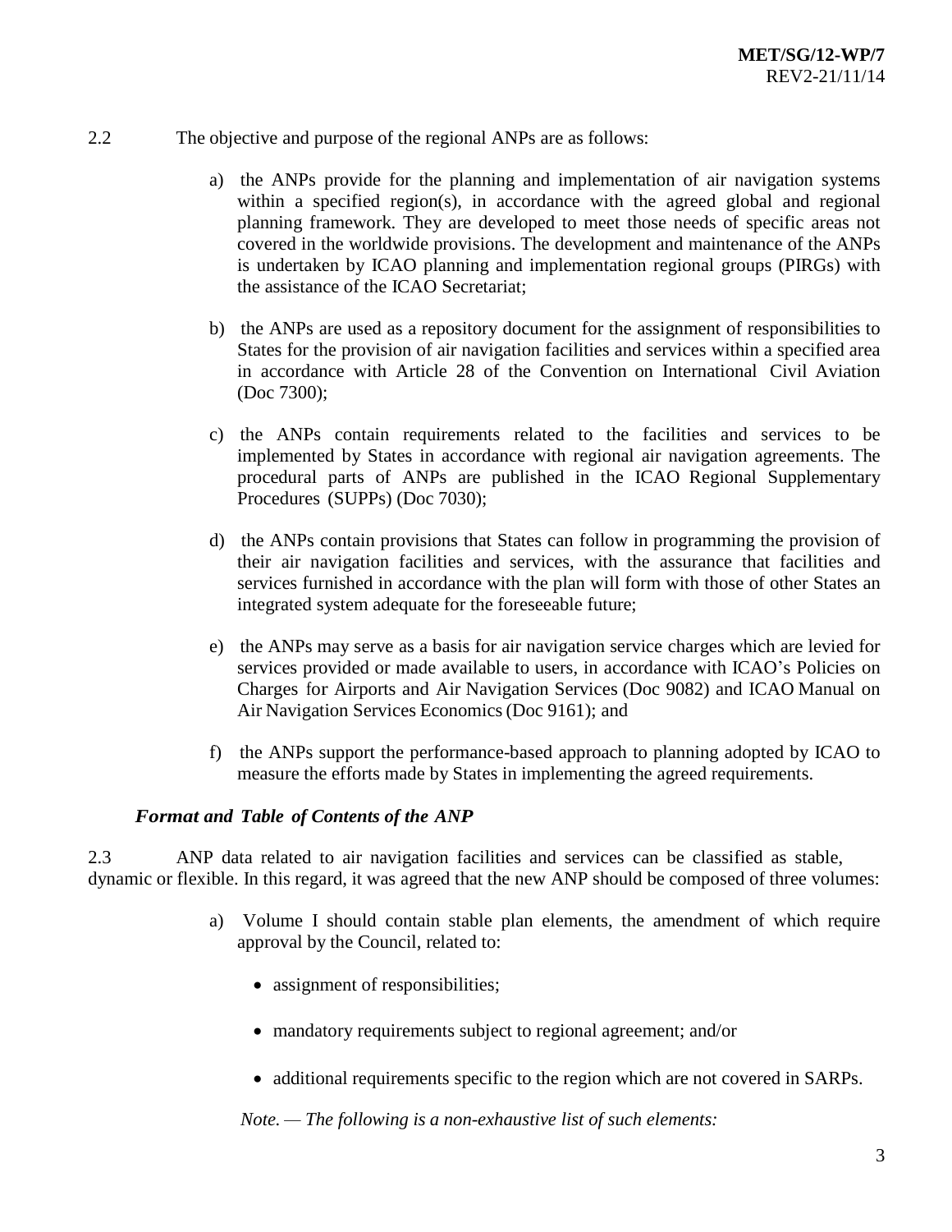2.2 The objective and purpose of the regional ANPs are as follows:

a) the ANPs provide for the planning and implementation of air navigation systems within a specified region(s), in accordance with the agreed global and regional planning framework. They are developed to meet those needs of specific areas not covered in the worldwide provisions. The development and maintenance of the ANPs is undertaken by ICAO planning and implementation regional groups (PIRGs) with the assistance of the ICAO Secretariat;

b) the ANPs are used as a repository document for the assignment of responsibilities to States for the provision of air navigation facilities and services within a specified area in accordance with Article 28 of the Convention on International Civil Aviation (Doc 7300);

c) the ANPs contain requirements related to the facilities and services to be implemented by States in accordance with regional air navigation agreements. The procedural parts of ANPs are published in the ICAO Regional Supplementary Procedures (SUPPs) (Doc 7030);

d) the ANPs contain provisions that States can follow in programming the provision of their air navigation facilities and services, with the assurance that facilities and services furnished in accordance with the plan will form with those of other States an integrated system adequate for the foreseeable future;

e) the ANPs may serve as a basis for air navigation service charges which are levied for services provided or made available to users, in accordance with ICAO's Policies on Charges for Airports and Air Navigation Services (Doc 9082) and ICAO Manual on Air Navigation Services Economics (Doc 9161); and

f) the ANPs support the performance-based approach to planning adopted by ICAO to measure the efforts made by States in implementing the agreed requirements.

### *Format and Table of Contents of the ANP*

2.3 ANP data related to air navigation facilities and services can be classified as stable, dynamic or flexible. In this regard, it was agreed that the new ANP should be composed of three volumes:

a) Volume I should contain stable plan elements, the amendment of which require approval by the Council, related to:

- assignment of responsibilities;
- mandatory requirements subject to regional agreement; and/or
- additional requirements specific to the region which are not covered in SARPs.

*Note. — The following is a non-exhaustive list of such elements:*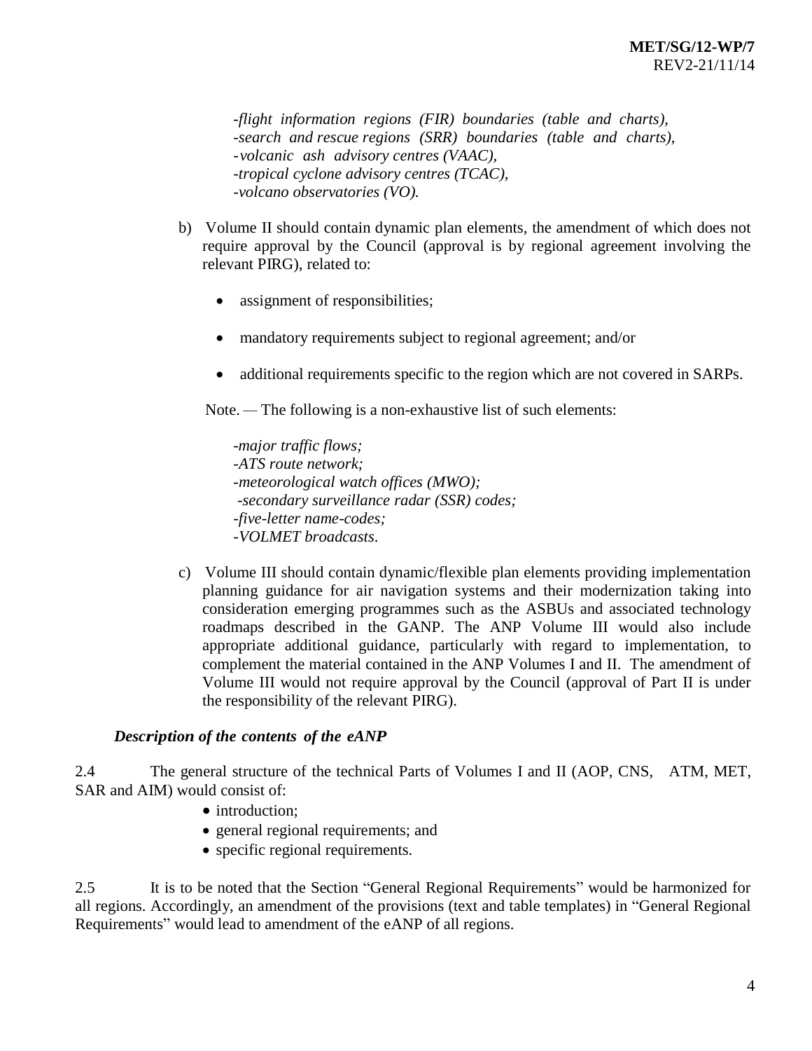*-flight information regions (FIR) boundaries (table and charts),*
*-search and rescue regions (SRR) boundaries (table and charts),*
*-volcanic ash advisory centres (VAAC),*
*-tropical cyclone advisory centres (TCAC),*
*-volcano observatories (VO).*

b) Volume II should contain dynamic plan elements, the amendment of which does not require approval by the Council (approval is by regional agreement involving the relevant PIRG), related to:

- assignment of responsibilities;
- mandatory requirements subject to regional agreement; and/or
- additional requirements specific to the region which are not covered in SARPs.

Note. — The following is a non-exhaustive list of such elements:

*-major traffic flows;*
*-ATS route network;*
*-meteorological watch offices (MWO);*
*-secondary surveillance radar (SSR) codes;*
*-five-letter name-codes;*
*-VOLMET broadcasts.*

c) Volume III should contain dynamic/flexible plan elements providing implementation planning guidance for air navigation systems and their modernization taking into consideration emerging programmes such as the ASBUs and associated technology roadmaps described in the GANP. The ANP Volume III would also include appropriate additional guidance, particularly with regard to implementation, to complement the material contained in the ANP Volumes I and II. The amendment of Volume III would not require approval by the Council (approval of Part II is under the responsibility of the relevant PIRG).

***Description of the contents of the eANP***

2.4 The general structure of the technical Parts of Volumes I and II (AOP, CNS, ATM, MET, SAR and AIM) would consist of:

- introduction;
- general regional requirements; and
- specific regional requirements.

2.5 It is to be noted that the Section "General Regional Requirements" would be harmonized for all regions. Accordingly, an amendment of the provisions (text and table templates) in "General Regional Requirements" would lead to amendment of the eANP of all regions.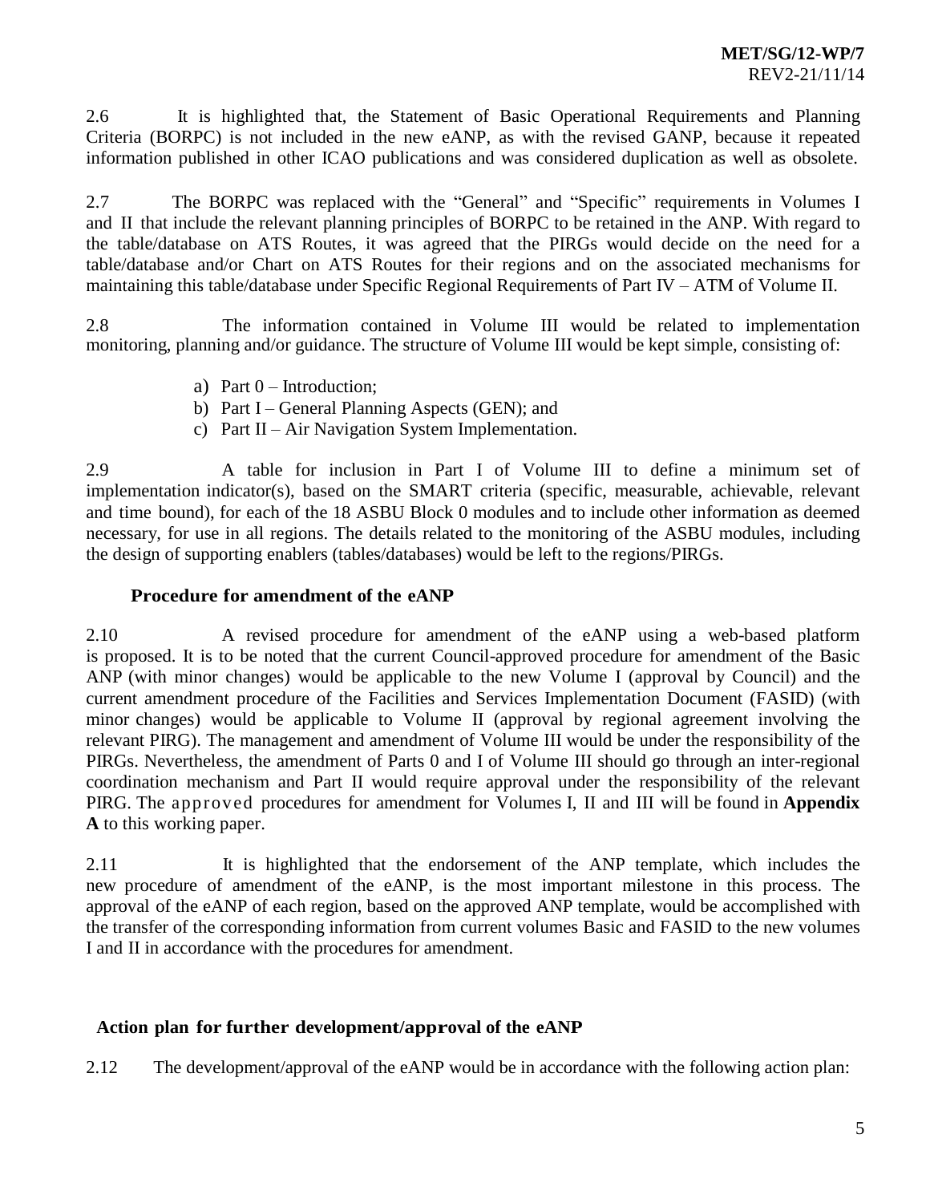2.6 It is highlighted that, the Statement of Basic Operational Requirements and Planning Criteria (BORPC) is not included in the new eANP, as with the revised GANP, because it repeated information published in other ICAO publications and was considered duplication as well as obsolete.

2.7 The BORPC was replaced with the "General" and "Specific" requirements in Volumes I and II that include the relevant planning principles of BORPC to be retained in the ANP. With regard to the table/database on ATS Routes, it was agreed that the PIRGs would decide on the need for a table/database and/or Chart on ATS Routes for their regions and on the associated mechanisms for maintaining this table/database under Specific Regional Requirements of Part IV – ATM of Volume II.

2.8 The information contained in Volume III would be related to implementation monitoring, planning and/or guidance. The structure of Volume III would be kept simple, consisting of:

a) Part 0 – Introduction;
b) Part I – General Planning Aspects (GEN); and
c) Part II – Air Navigation System Implementation.

2.9 A table for inclusion in Part I of Volume III to define a minimum set of implementation indicator(s), based on the SMART criteria (specific, measurable, achievable, relevant and time bound), for each of the 18 ASBU Block 0 modules and to include other information as deemed necessary, for use in all regions. The details related to the monitoring of the ASBU modules, including the design of supporting enablers (tables/databases) would be left to the regions/PIRGs.

### Procedure for amendment of the eANP

2.10 A revised procedure for amendment of the eANP using a web-based platform is proposed. It is to be noted that the current Council-approved procedure for amendment of the Basic ANP (with minor changes) would be applicable to the new Volume I (approval by Council) and the current amendment procedure of the Facilities and Services Implementation Document (FASID) (with minor changes) would be applicable to Volume II (approval by regional agreement involving the relevant PIRG). The management and amendment of Volume III would be under the responsibility of the PIRGs. Nevertheless, the amendment of Parts 0 and I of Volume III should go through an inter-regional coordination mechanism and Part II would require approval under the responsibility of the relevant PIRG. The approved procedures for amendment for Volumes I, II and III will be found in **Appendix A** to this working paper.

2.11 It is highlighted that the endorsement of the ANP template, which includes the new procedure of amendment of the eANP, is the most important milestone in this process. The approval of the eANP of each region, based on the approved ANP template, would be accomplished with the transfer of the corresponding information from current volumes Basic and FASID to the new volumes I and II in accordance with the procedures for amendment.

### Action plan for further development/approval of the eANP

2.12 The development/approval of the eANP would be in accordance with the following action plan: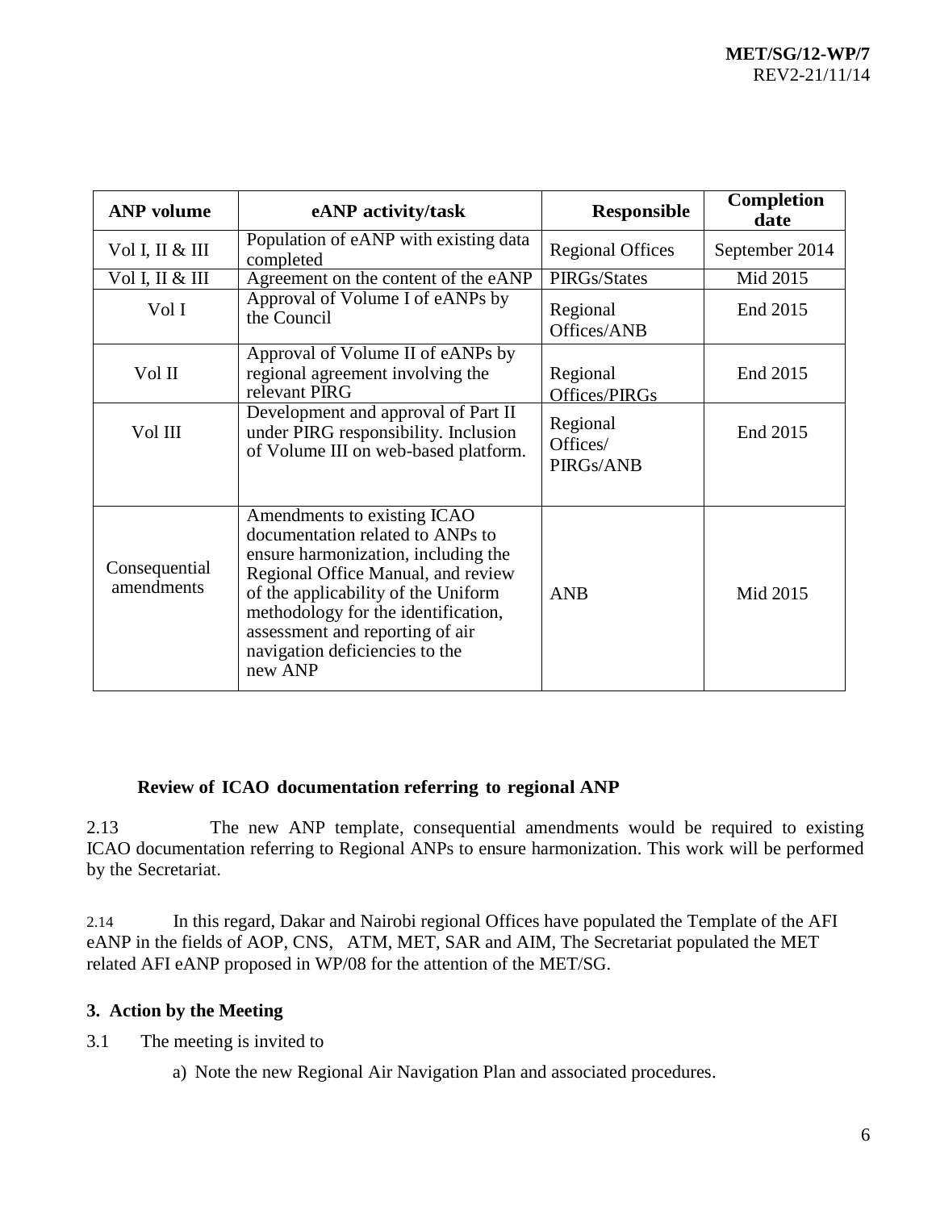| ANP volume | eANP activity/task | Responsible | Completion date |
|---|---|---|---|
| Vol I, II & III | Population of eANP with existing data completed | Regional Offices | September 2014 |
| Vol I, II & III | Agreement on the content of the eANP | PIRGs/States | Mid 2015 |
| Vol I | Approval of Volume I of eANPs by the Council | Regional Offices/ANB | End 2015 |
| Vol II | Approval of Volume II of eANPs by regional agreement involving the relevant PIRG | Regional Offices/PIRGs | End 2015 |
| Vol III | Development and approval of Part II under PIRG responsibility. Inclusion of Volume III on web-based platform. | Regional Offices/ PIRGs/ANB | End 2015 |
| Consequential amendments | Amendments to existing ICAO documentation related to ANPs to ensure harmonization, including the Regional Office Manual, and review of the applicability of the Uniform methodology for the identification, assessment and reporting of air navigation deficiencies to the new ANP | ANB | Mid 2015 |

**Review of ICAO documentation referring to regional ANP**

2.13 The new ANP template, consequential amendments would be required to existing ICAO documentation referring to Regional ANPs to ensure harmonization. This work will be performed by the Secretariat.

2.14 In this regard, Dakar and Nairobi regional Offices have populated the Template of the AFI eANP in the fields of AOP, CNS, ATM, MET, SAR and AIM, The Secretariat populated the MET related AFI eANP proposed in WP/08 for the attention of the MET/SG.

**3. Action by the Meeting**

3.1 The meeting is invited to

a) Note the new Regional Air Navigation Plan and associated procedures.